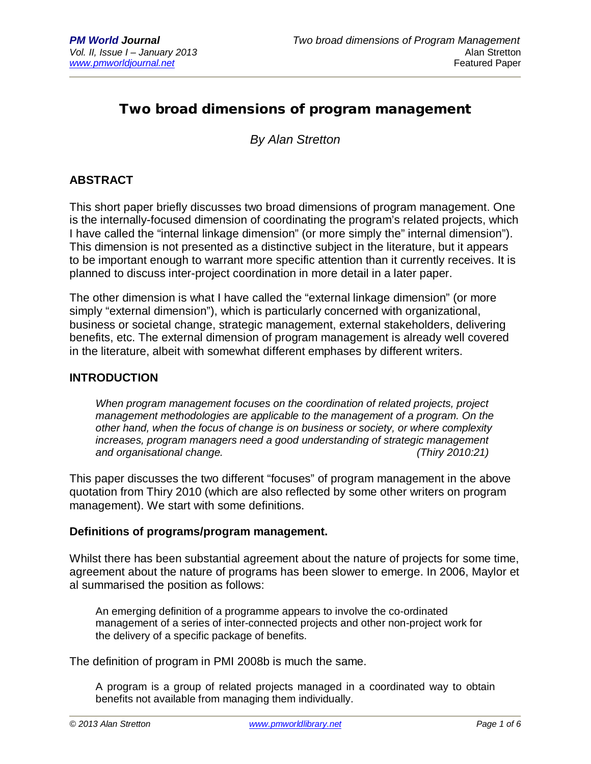# Two broad dimensions of program management

*By Alan Stretton*

## ABSTRACT

This short paper briefly discusses two broad dimensions of program management. One is the internally-focused dimension of coordinating the program's related projects, which I have called the "internal linkage dimension" (or more simply the" internal dimension"). This dimension is not presented as a distinctive subject in the literature, but it appears to be important enough to warrant more specific attention than it currently receives. It is planned to discuss inter-project coordination in more detail in a later paper.

The other dimension is what I have called the "external linkage dimension" (or more simply "external dimension"), which is particularly concerned with organizational, business or societal change, strategic management, external stakeholders, delivering benefits, etc. The external dimension of program management is already well covered in the literature, albeit with somewhat different emphases by different writers.

## INTRODUCTION

> *When program management focuses on the coordination of related projects, project management methodologies are applicable to the management of a program. On the other hand, when the focus of change is on business or society, or where complexity increases, program managers need a good understanding of strategic management and organisational change.* *(Thiry 2010:21)*

This paper discusses the two different "focuses" of program management in the above quotation from Thiry 2010 (which are also reflected by some other writers on program management). We start with some definitions.

### Definitions of programs/program management.

Whilst there has been substantial agreement about the nature of projects for some time, agreement about the nature of programs has been slower to emerge. In 2006, Maylor et al summarised the position as follows:

> An emerging definition of a programme appears to involve the co-ordinated management of a series of inter-connected projects and other non-project work for the delivery of a specific package of benefits.

The definition of program in PMI 2008b is much the same.

> A program is a group of related projects managed in a coordinated way to obtain benefits not available from managing them individually.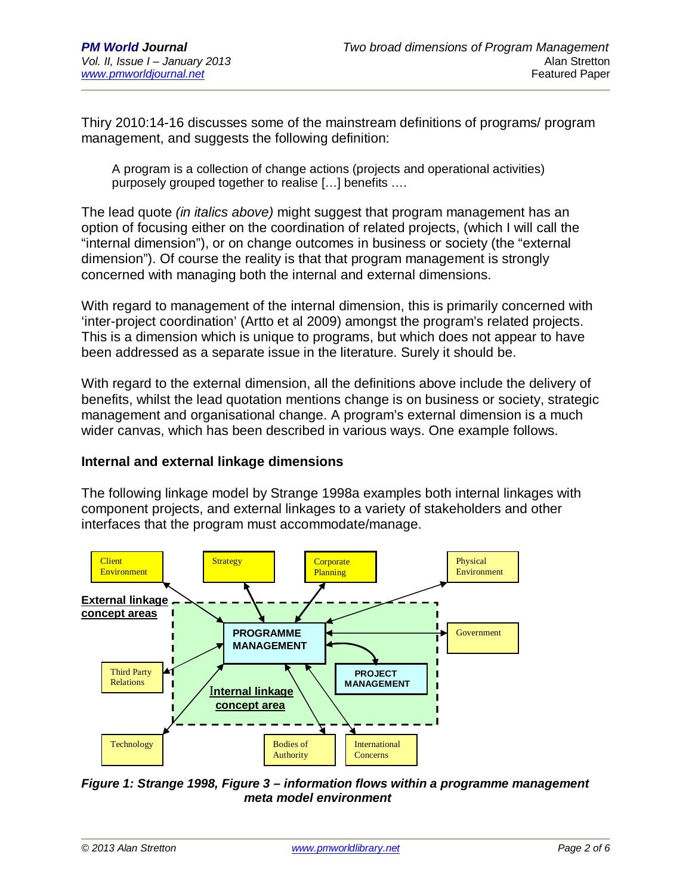Thiry 2010:14-16 discusses some of the mainstream definitions of programs/ program management, and suggests the following definition:

> A program is a collection of change actions (projects and operational activities) purposely grouped together to realise […] benefits ….

The lead quote *(in italics above)* might suggest that program management has an option of focusing either on the coordination of related projects, (which I will call the "internal dimension"), or on change outcomes in business or society (the "external dimension"). Of course the reality is that that program management is strongly concerned with managing both the internal and external dimensions.

With regard to management of the internal dimension, this is primarily concerned with 'inter-project coordination' (Artto et al 2009) amongst the program's related projects. This is a dimension which is unique to programs, but which does not appear to have been addressed as a separate issue in the literature. Surely it should be.

With regard to the external dimension, all the definitions above include the delivery of benefits, whilst the lead quotation mentions change is on business or society, strategic management and organisational change. A program's external dimension is a much wider canvas, which has been described in various ways. One example follows.

### Internal and external linkage dimensions

The following linkage model by Strange 1998a examples both internal linkages with component projects, and external linkages to a variety of stakeholders and other interfaces that the program must accommodate/manage.

**Figure 1: Strange 1998, Figure 3 – information flows within a programme management meta model environment**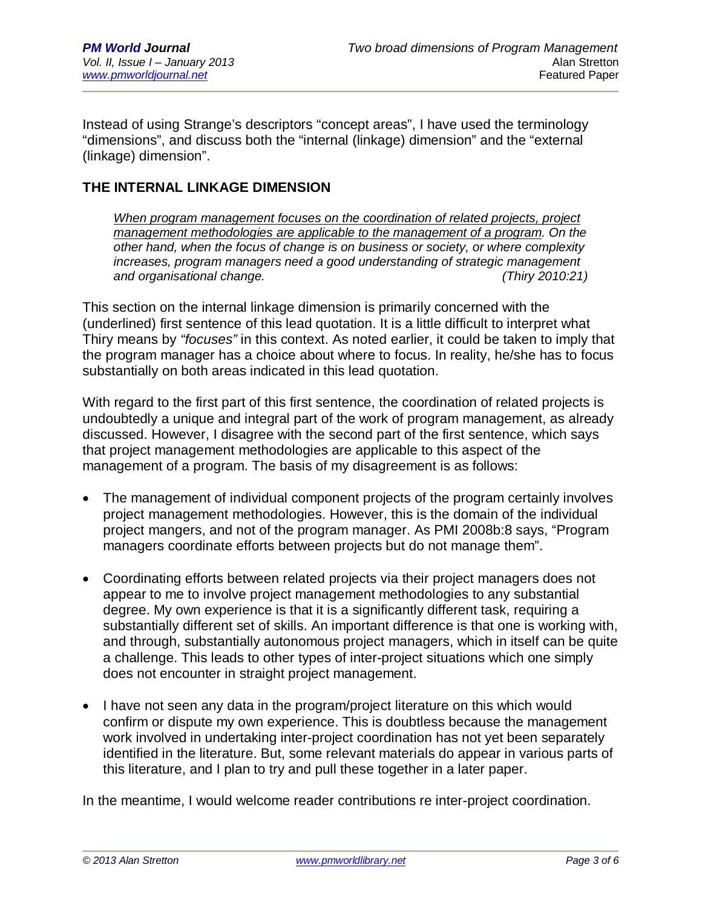Instead of using Strange's descriptors "concept areas", I have used the terminology "dimensions", and discuss both the "internal (linkage) dimension" and the "external (linkage) dimension".

## THE INTERNAL LINKAGE DIMENSION

> *<u>When program management focuses on the coordination of related projects, project management methodologies are applicable to the management of a program</u>. On the other hand, when the focus of change is on business or society, or where complexity increases, program managers need a good understanding of strategic management and organisational change.* *(Thiry 2010:21)*

This section on the internal linkage dimension is primarily concerned with the (underlined) first sentence of this lead quotation. It is a little difficult to interpret what Thiry means by *"focuses"* in this context. As noted earlier, it could be taken to imply that the program manager has a choice about where to focus. In reality, he/she has to focus substantially on both areas indicated in this lead quotation.

With regard to the first part of this first sentence, the coordination of related projects is undoubtedly a unique and integral part of the work of program management, as already discussed. However, I disagree with the second part of the first sentence, which says that project management methodologies are applicable to this aspect of the management of a program. The basis of my disagreement is as follows:

- The management of individual component projects of the program certainly involves project management methodologies. However, this is the domain of the individual project mangers, and not of the program manager. As PMI 2008b:8 says, "Program managers coordinate efforts between projects but do not manage them".

- Coordinating efforts between related projects via their project managers does not appear to me to involve project management methodologies to any substantial degree. My own experience is that it is a significantly different task, requiring a substantially different set of skills. An important difference is that one is working with, and through, substantially autonomous project managers, which in itself can be quite a challenge. This leads to other types of inter-project situations which one simply does not encounter in straight project management.

- I have not seen any data in the program/project literature on this which would confirm or dispute my own experience. This is doubtless because the management work involved in undertaking inter-project coordination has not yet been separately identified in the literature. But, some relevant materials do appear in various parts of this literature, and I plan to try and pull these together in a later paper.

In the meantime, I would welcome reader contributions re inter-project coordination.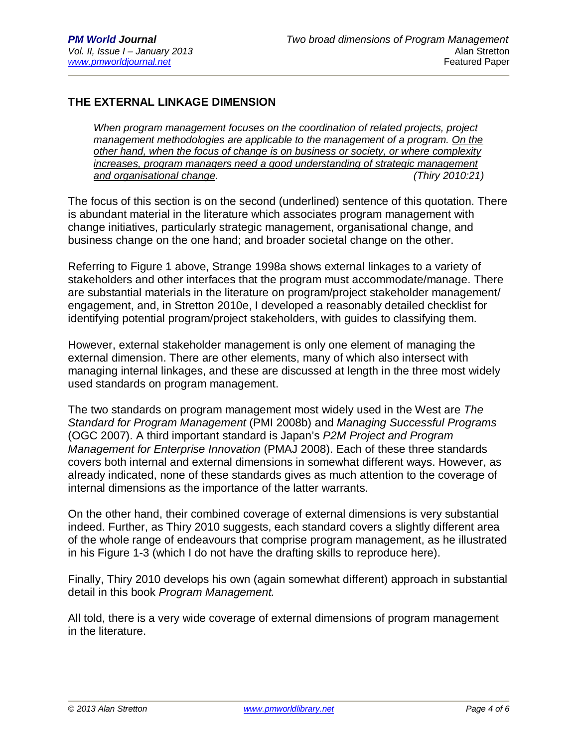## THE EXTERNAL LINKAGE DIMENSION

> *When program management focuses on the coordination of related projects, project management methodologies are applicable to the management of a program. <u>On the other hand, when the focus of change is on business or society, or where complexity increases, program managers need a good understanding of strategic management and organisational change</u>.* *(Thiry 2010:21)*

The focus of this section is on the second (underlined) sentence of this quotation. There is abundant material in the literature which associates program management with change initiatives, particularly strategic management, organisational change, and business change on the one hand; and broader societal change on the other.

Referring to Figure 1 above, Strange 1998a shows external linkages to a variety of stakeholders and other interfaces that the program must accommodate/manage. There are substantial materials in the literature on program/project stakeholder management/ engagement, and, in Stretton 2010e, I developed a reasonably detailed checklist for identifying potential program/project stakeholders, with guides to classifying them.

However, external stakeholder management is only one element of managing the external dimension. There are other elements, many of which also intersect with managing internal linkages, and these are discussed at length in the three most widely used standards on program management.

The two standards on program management most widely used in the West are *The Standard for Program Management* (PMI 2008b) and *Managing Successful Programs* (OGC 2007). A third important standard is Japan's *P2M Project and Program Management for Enterprise Innovation* (PMAJ 2008). Each of these three standards covers both internal and external dimensions in somewhat different ways. However, as already indicated, none of these standards gives as much attention to the coverage of internal dimensions as the importance of the latter warrants.

On the other hand, their combined coverage of external dimensions is very substantial indeed. Further, as Thiry 2010 suggests, each standard covers a slightly different area of the whole range of endeavours that comprise program management, as he illustrated in his Figure 1-3 (which I do not have the drafting skills to reproduce here).

Finally, Thiry 2010 develops his own (again somewhat different) approach in substantial detail in this book *Program Management.*

All told, there is a very wide coverage of external dimensions of program management in the literature.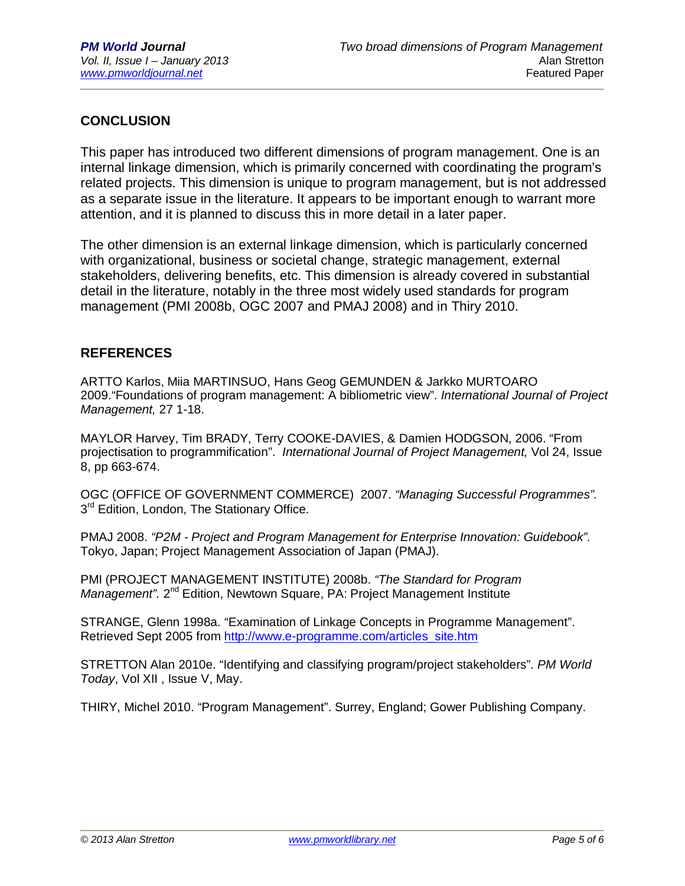## CONCLUSION

This paper has introduced two different dimensions of program management. One is an internal linkage dimension, which is primarily concerned with coordinating the program's related projects. This dimension is unique to program management, but is not addressed as a separate issue in the literature. It appears to be important enough to warrant more attention, and it is planned to discuss this in more detail in a later paper.

The other dimension is an external linkage dimension, which is particularly concerned with organizational, business or societal change, strategic management, external stakeholders, delivering benefits, etc. This dimension is already covered in substantial detail in the literature, notably in the three most widely used standards for program management (PMI 2008b, OGC 2007 and PMAJ 2008) and in Thiry 2010.

## REFERENCES

ARTTO Karlos, Miia MARTINSUO, Hans Geog GEMUNDEN & Jarkko MURTOARO 2009."Foundations of program management: A bibliometric view". *International Journal of Project Management,* 27 1-18.

MAYLOR Harvey, Tim BRADY, Terry COOKE-DAVIES, & Damien HODGSON, 2006. "From projectisation to programmification". *International Journal of Project Management,* Vol 24, Issue 8, pp 663-674.

OGC (OFFICE OF GOVERNMENT COMMERCE) 2007. *"Managing Successful Programmes".* 3rd Edition, London, The Stationary Office.

PMAJ 2008. *"P2M - Project and Program Management for Enterprise Innovation: Guidebook".* Tokyo, Japan; Project Management Association of Japan (PMAJ).

PMI (PROJECT MANAGEMENT INSTITUTE) 2008b. *"The Standard for Program Management".* 2nd Edition, Newtown Square, PA: Project Management Institute

STRANGE, Glenn 1998a. "Examination of Linkage Concepts in Programme Management". Retrieved Sept 2005 from http://www.e-programme.com/articles_site.htm

STRETTON Alan 2010e. "Identifying and classifying program/project stakeholders". *PM World Today*, Vol XII , Issue V, May.

THIRY, Michel 2010. "Program Management". Surrey, England; Gower Publishing Company.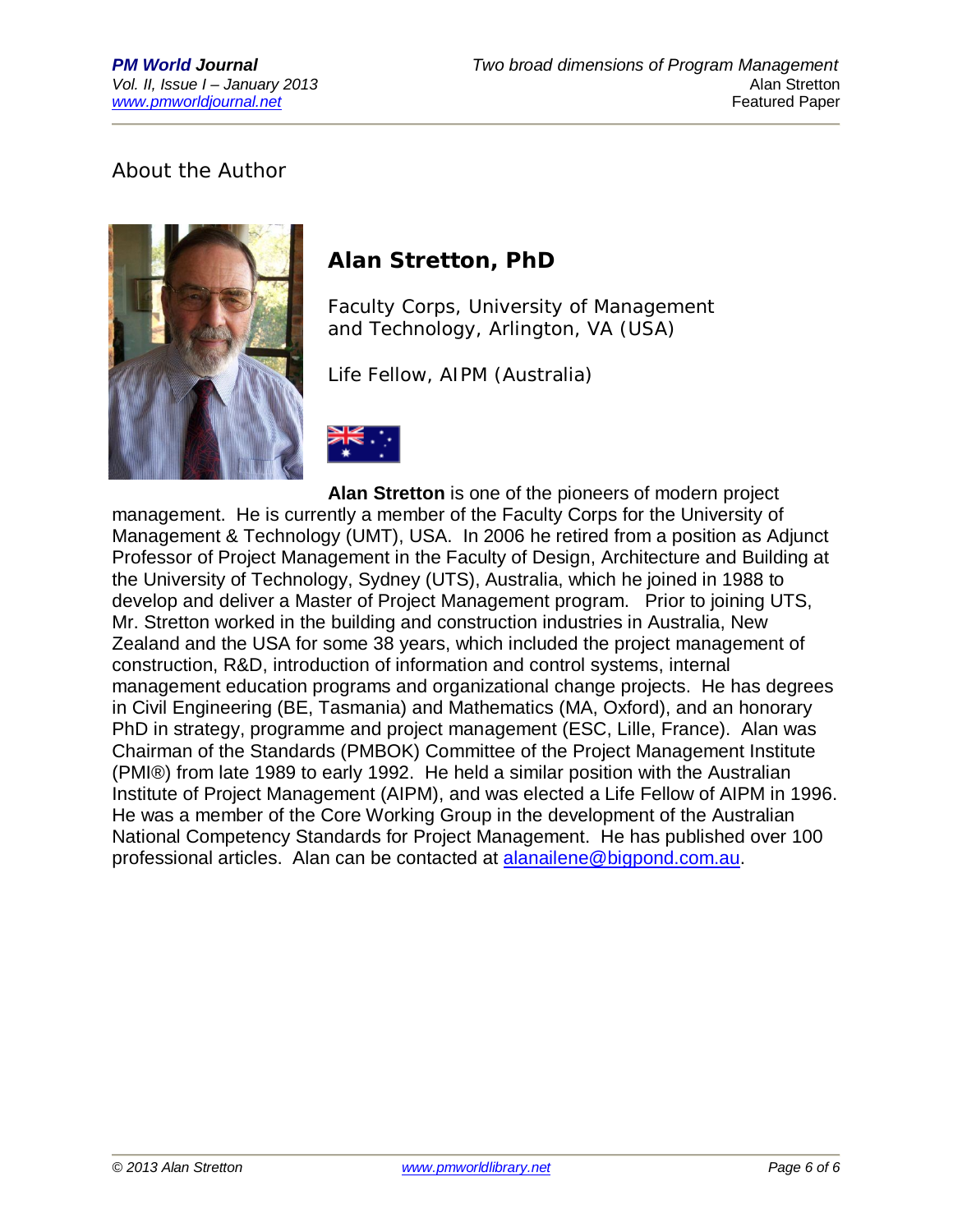## About the Author

### Alan Stretton, PhD

Faculty Corps, University of Management and Technology, Arlington, VA (USA)

Life Fellow, AIPM (Australia)

**Alan Stretton** is one of the pioneers of modern project management. He is currently a member of the Faculty Corps for the University of Management & Technology (UMT), USA. In 2006 he retired from a position as Adjunct Professor of Project Management in the Faculty of Design, Architecture and Building at the University of Technology, Sydney (UTS), Australia, which he joined in 1988 to develop and deliver a Master of Project Management program. Prior to joining UTS, Mr. Stretton worked in the building and construction industries in Australia, New Zealand and the USA for some 38 years, which included the project management of construction, R&D, introduction of information and control systems, internal management education programs and organizational change projects. He has degrees in Civil Engineering (BE, Tasmania) and Mathematics (MA, Oxford), and an honorary PhD in strategy, programme and project management (ESC, Lille, France). Alan was Chairman of the Standards (PMBOK) Committee of the Project Management Institute (PMI®) from late 1989 to early 1992. He held a similar position with the Australian Institute of Project Management (AIPM), and was elected a Life Fellow of AIPM in 1996. He was a member of the Core Working Group in the development of the Australian National Competency Standards for Project Management. He has published over 100 professional articles. Alan can be contacted at alanailene@bigpond.com.au.